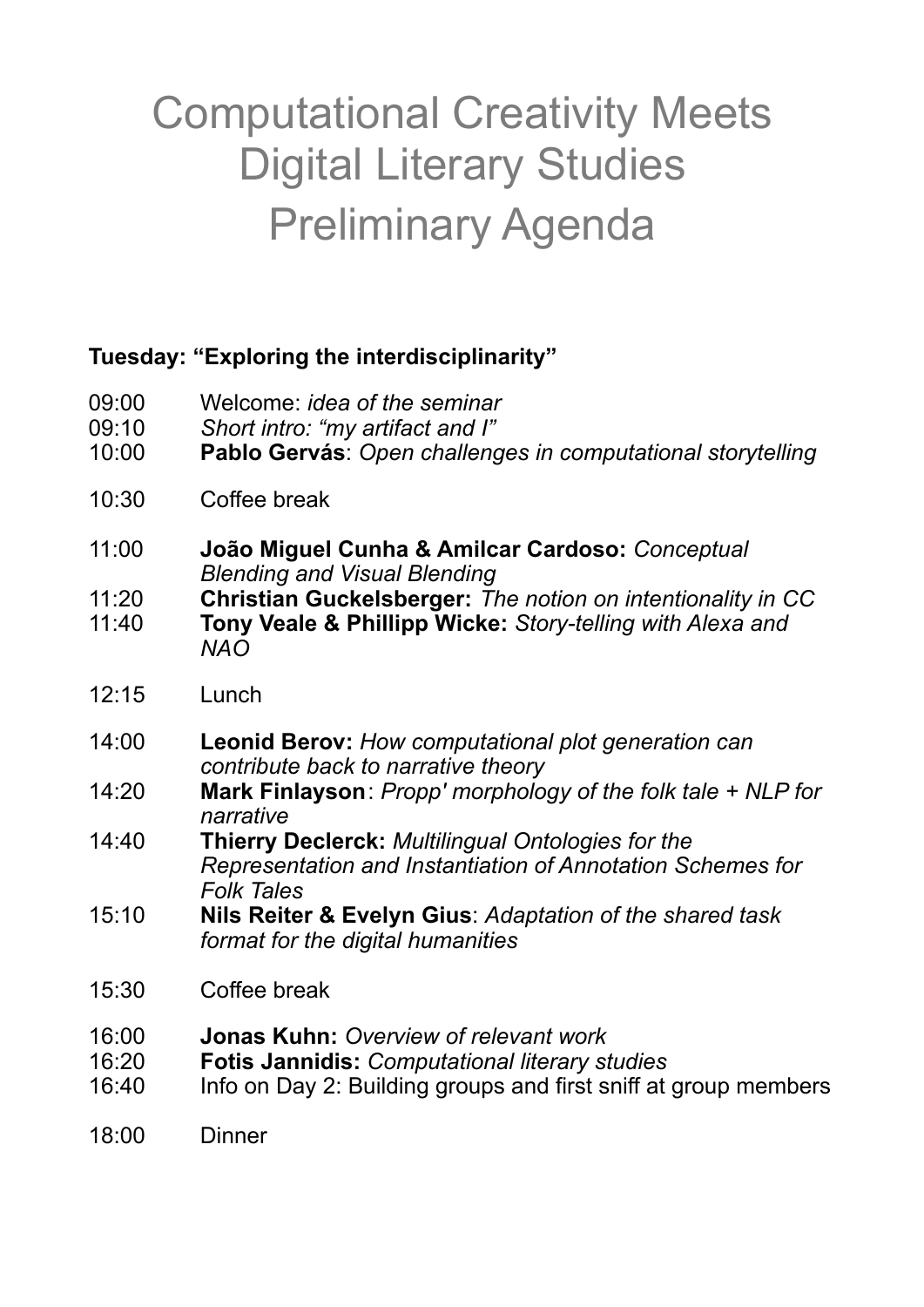# Computational Creativity Meets Digital Literary Studies

# Preliminary Agenda

## Tuesday: "Exploring the interdisciplinarity"

| Time | Program |
| --- | --- |
| 09:00 | Welcome: *idea of the seminar* |
| 09:10 | *Short intro: "my artifact and I"* |
| 10:00 | **Pablo Gervás**: *Open challenges in computational storytelling* |
| 10:30 | Coffee break |
| 11:00 | **João Miguel Cunha & Amilcar Cardoso:** *Conceptual Blending and Visual Blending* |
| 11:20 | **Christian Guckelsberger:** *The notion on intentionality in CC* |
| 11:40 | **Tony Veale & Phillipp Wicke:** *Story-telling with Alexa and NAO* |
| 12:15 | Lunch |
| 14:00 | **Leonid Berov:** *How computational plot generation can contribute back to narrative theory* |
| 14:20 | **Mark Finlayson**: *Propp' morphology of the folk tale + NLP for narrative* |
| 14:40 | **Thierry Declerck:** *Multilingual Ontologies for the Representation and Instantiation of Annotation Schemes for Folk Tales* |
| 15:10 | **Nils Reiter & Evelyn Gius**: *Adaptation of the shared task format for the digital humanities* |
| 15:30 | Coffee break |
| 16:00 | **Jonas Kuhn:** *Overview of relevant work* |
| 16:20 | **Fotis Jannidis:** *Computational literary studies* |
| 16:40 | Info on Day 2: Building groups and first sniff at group members |
| 18:00 | Dinner |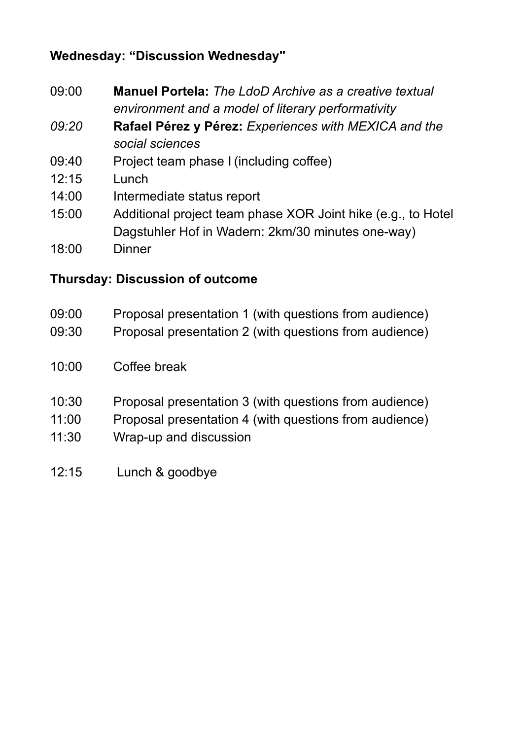**Wednesday: "Discussion Wednesday"**

| | |
|---|---|
| 09:00 | **Manuel Portela:** *The LdoD Archive as a creative textual environment and a model of literary performativity* |
| *09:20* | **Rafael Pérez y Pérez:** *Experiences with MEXICA and the social sciences* |
| 09:40 | Project team phase I (including coffee) |
| 12:15 | Lunch |
| 14:00 | Intermediate status report |
| 15:00 | Additional project team phase XOR Joint hike (e.g., to Hotel Dagstuhler Hof in Wadern: 2km/30 minutes one-way) |
| 18:00 | Dinner |

**Thursday: Discussion of outcome**

| | |
|---|---|
| 09:00 | Proposal presentation 1 (with questions from audience) |
| 09:30 | Proposal presentation 2 (with questions from audience) |
| 10:00 | Coffee break |
| 10:30 | Proposal presentation 3 (with questions from audience) |
| 11:00 | Proposal presentation 4 (with questions from audience) |
| 11:30 | Wrap-up and discussion |
| 12:15 | Lunch & goodbye |